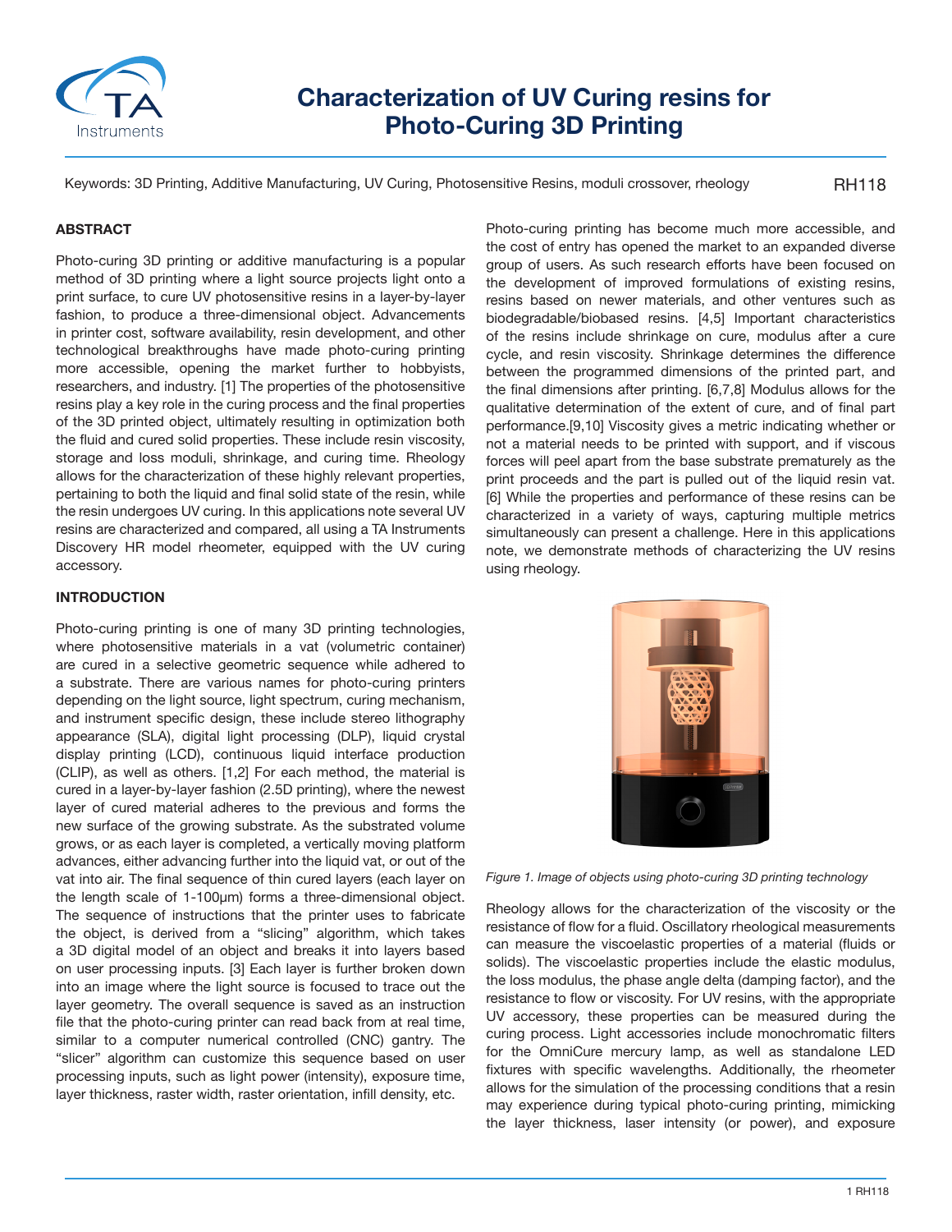# Characterization of UV Curing resins for Photo-Curing 3D Printing

Keywords: 3D Printing, Additive Manufacturing, UV Curing, Photosensitive Resins, moduli crossover, rheology

RH118

## ABSTRACT

Photo-curing 3D printing or additive manufacturing is a popular method of 3D printing where a light source projects light onto a print surface, to cure UV photosensitive resins in a layer-by-layer fashion, to produce a three-dimensional object. Advancements in printer cost, software availability, resin development, and other technological breakthroughs have made photo-curing printing more accessible, opening the market further to hobbyists, researchers, and industry. [1] The properties of the photosensitive resins play a key role in the curing process and the final properties of the 3D printed object, ultimately resulting in optimization both the fluid and cured solid properties. These include resin viscosity, storage and loss moduli, shrinkage, and curing time. Rheology allows for the characterization of these highly relevant properties, pertaining to both the liquid and final solid state of the resin, while the resin undergoes UV curing. In this applications note several UV resins are characterized and compared, all using a TA Instruments Discovery HR model rheometer, equipped with the UV curing accessory.

## INTRODUCTION

Photo-curing printing is one of many 3D printing technologies, where photosensitive materials in a vat (volumetric container) are cured in a selective geometric sequence while adhered to a substrate. There are various names for photo-curing printers depending on the light source, light spectrum, curing mechanism, and instrument specific design, these include stereo lithography appearance (SLA), digital light processing (DLP), liquid crystal display printing (LCD), continuous liquid interface production (CLIP), as well as others. [1,2] For each method, the material is cured in a layer-by-layer fashion (2.5D printing), where the newest layer of cured material adheres to the previous and forms the new surface of the growing substrate. As the substrated volume grows, or as each layer is completed, a vertically moving platform advances, either advancing further into the liquid vat, or out of the vat into air. The final sequence of thin cured layers (each layer on the length scale of 1-100μm) forms a three-dimensional object. The sequence of instructions that the printer uses to fabricate the object, is derived from a "slicing" algorithm, which takes a 3D digital model of an object and breaks it into layers based on user processing inputs. [3] Each layer is further broken down into an image where the light source is focused to trace out the layer geometry. The overall sequence is saved as an instruction file that the photo-curing printer can read back from at real time, similar to a computer numerical controlled (CNC) gantry. The "slicer" algorithm can customize this sequence based on user processing inputs, such as light power (intensity), exposure time, layer thickness, raster width, raster orientation, infill density, etc.

Photo-curing printing has become much more accessible, and the cost of entry has opened the market to an expanded diverse group of users. As such research efforts have been focused on the development of improved formulations of existing resins, resins based on newer materials, and other ventures such as biodegradable/biobased resins. [4,5] Important characteristics of the resins include shrinkage on cure, modulus after a cure cycle, and resin viscosity. Shrinkage determines the difference between the programmed dimensions of the printed part, and the final dimensions after printing. [6,7,8] Modulus allows for the qualitative determination of the extent of cure, and of final part performance.[9,10] Viscosity gives a metric indicating whether or not a material needs to be printed with support, and if viscous forces will peel apart from the base substrate prematurely as the print proceeds and the part is pulled out of the liquid resin vat. [6] While the properties and performance of these resins can be characterized in a variety of ways, capturing multiple metrics simultaneously can present a challenge. Here in this applications note, we demonstrate methods of characterizing the UV resins using rheology.

*Figure 1. Image of objects using photo-curing 3D printing technology*

Rheology allows for the characterization of the viscosity or the resistance of flow for a fluid. Oscillatory rheological measurements can measure the viscoelastic properties of a material (fluids or solids). The viscoelastic properties include the elastic modulus, the loss modulus, the phase angle delta (damping factor), and the resistance to flow or viscosity. For UV resins, with the appropriate UV accessory, these properties can be measured during the curing process. Light accessories include monochromatic filters for the OmniCure mercury lamp, as well as standalone LED fixtures with specific wavelengths. Additionally, the rheometer allows for the simulation of the processing conditions that a resin may experience during typical photo-curing printing, mimicking the layer thickness, laser intensity (or power), and exposure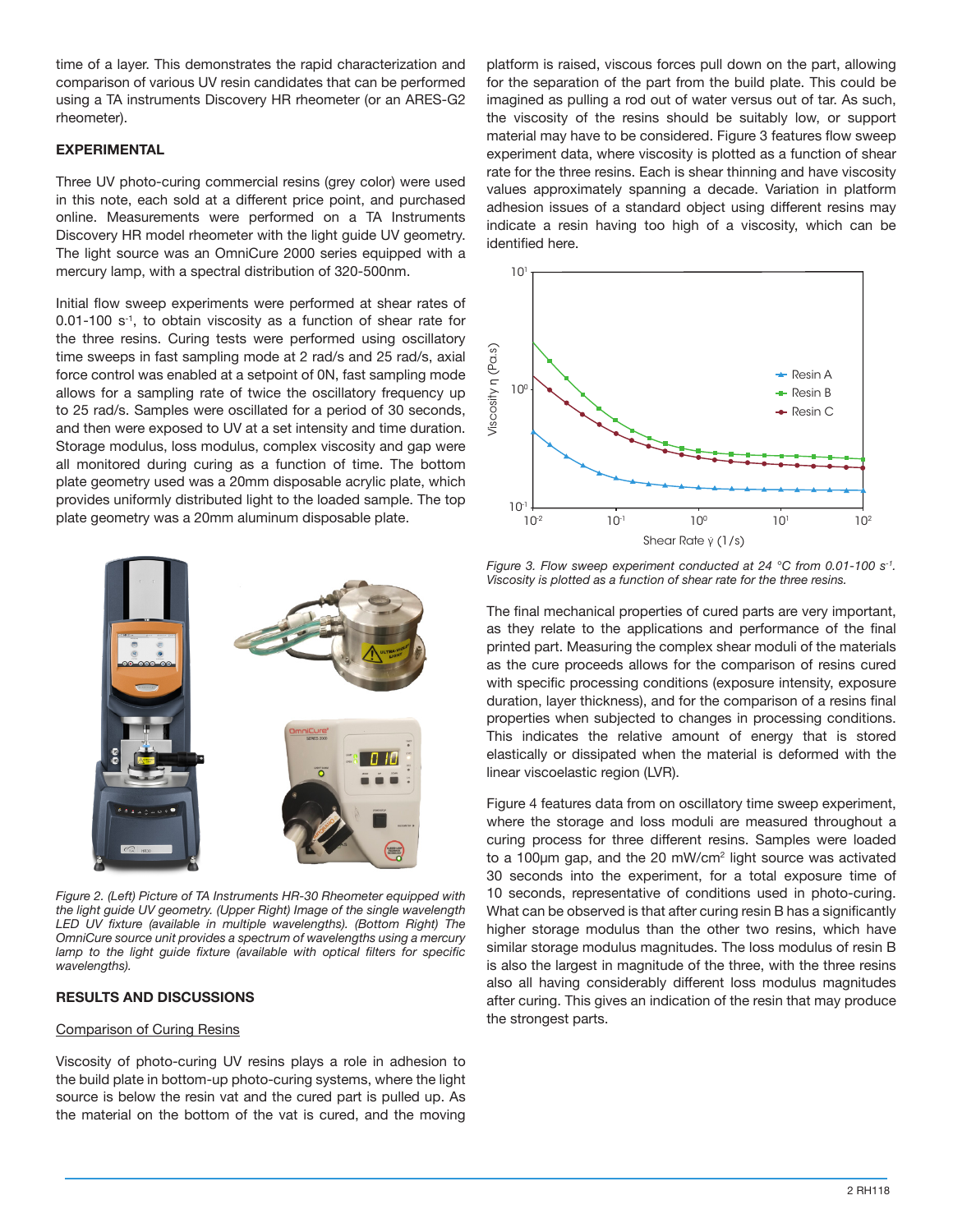time of a layer. This demonstrates the rapid characterization and comparison of various UV resin candidates that can be performed using a TA instruments Discovery HR rheometer (or an ARES-G2 rheometer).

## EXPERIMENTAL

Three UV photo-curing commercial resins (grey color) were used in this note, each sold at a different price point, and purchased online. Measurements were performed on a TA Instruments Discovery HR model rheometer with the light guide UV geometry. The light source was an OmniCure 2000 series equipped with a mercury lamp, with a spectral distribution of 320-500nm.

Initial flow sweep experiments were performed at shear rates of 0.01-100 $s^{-1}$, to obtain viscosity as a function of shear rate for the three resins. Curing tests were performed using oscillatory time sweeps in fast sampling mode at 2 rad/s and 25 rad/s, axial force control was enabled at a setpoint of 0N, fast sampling mode allows for a sampling rate of twice the oscillatory frequency up to 25 rad/s. Samples were oscillated for a period of 30 seconds, and then were exposed to UV at a set intensity and time duration. Storage modulus, loss modulus, complex viscosity and gap were all monitored during curing as a function of time. The bottom plate geometry used was a 20mm disposable acrylic plate, which provides uniformly distributed light to the loaded sample. The top plate geometry was a 20mm aluminum disposable plate.

*Figure 2. (Left) Picture of TA Instruments HR-30 Rheometer equipped with the light guide UV geometry. (Upper Right) Image of the single wavelength LED UV fixture (available in multiple wavelengths). (Bottom Right) The OmniCure source unit provides a spectrum of wavelengths using a mercury lamp to the light guide fixture (available with optical filters for specific wavelengths).*

## RESULTS AND DISCUSSIONS

Comparison of Curing Resins

Viscosity of photo-curing UV resins plays a role in adhesion to the build plate in bottom-up photo-curing systems, where the light source is below the resin vat and the cured part is pulled up. As the material on the bottom of the vat is cured, and the moving platform is raised, viscous forces pull down on the part, allowing for the separation of the part from the build plate. This could be imagined as pulling a rod out of water versus out of tar. As such, the viscosity of the resins should be suitably low, or support material may have to be considered. Figure 3 features flow sweep experiment data, where viscosity is plotted as a function of shear rate for the three resins. Each is shear thinning and have viscosity values approximately spanning a decade. Variation in platform adhesion issues of a standard object using different resins may indicate a resin having too high of a viscosity, which can be identified here.

*Figure 3. Flow sweep experiment conducted at 24 °C from 0.01-100 $s^{-1}$. Viscosity is plotted as a function of shear rate for the three resins.*

The final mechanical properties of cured parts are very important, as they relate to the applications and performance of the final printed part. Measuring the complex shear moduli of the materials as the cure proceeds allows for the comparison of resins cured with specific processing conditions (exposure intensity, exposure duration, layer thickness), and for the comparison of a resins final properties when subjected to changes in processing conditions. This indicates the relative amount of energy that is stored elastically or dissipated when the material is deformed with the linear viscoelastic region (LVR).

Figure 4 features data from on oscillatory time sweep experiment, where the storage and loss moduli are measured throughout a curing process for three different resins. Samples were loaded to a 100µm gap, and the 20 mW/cm$^2$ light source was activated 30 seconds into the experiment, for a total exposure time of 10 seconds, representative of conditions used in photo-curing. What can be observed is that after curing resin B has a significantly higher storage modulus than the other two resins, which have similar storage modulus magnitudes. The loss modulus of resin B is also the largest in magnitude of the three, with the three resins also all having considerably different loss modulus magnitudes after curing. This gives an indication of the resin that may produce the strongest parts.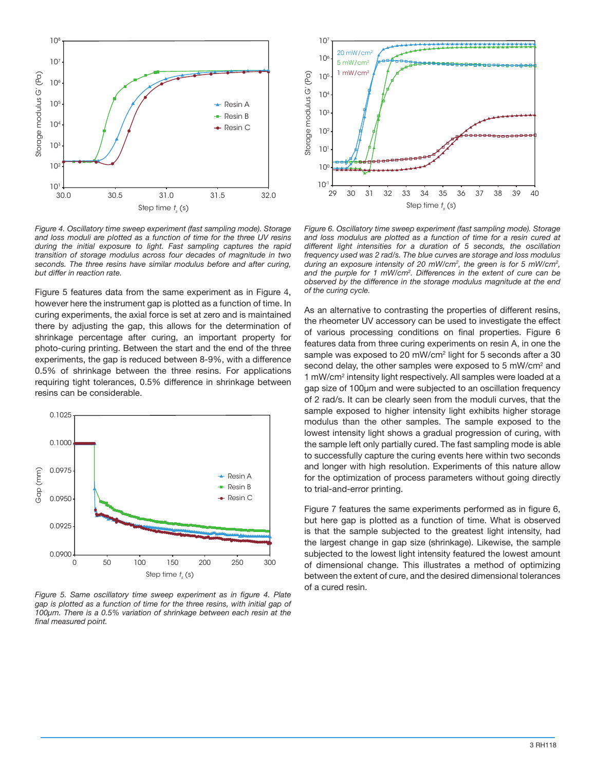*Figure 4. Oscillatory time sweep experiment (fast sampling mode). Storage and loss moduli are plotted as a function of time for the three UV resins during the initial exposure to light. Fast sampling captures the rapid transition of storage modulus across four decades of magnitude in two seconds. The three resins have similar modulus before and after curing, but differ in reaction rate.*

Figure 5 features data from the same experiment as in Figure 4, however here the instrument gap is plotted as a function of time. In curing experiments, the axial force is set at zero and is maintained there by adjusting the gap, this allows for the determination of shrinkage percentage after curing, an important property for photo-curing printing. Between the start and the end of the three experiments, the gap is reduced between 8-9%, with a difference 0.5% of shrinkage between the three resins. For applications requiring tight tolerances, 0.5% difference in shrinkage between resins can be considerable.

*Figure 5. Same oscillatory time sweep experiment as in figure 4. Plate gap is plotted as a function of time for the three resins, with initial gap of 100µm. There is a 0.5% variation of shrinkage between each resin at the final measured point.*

*Figure 6. Oscillatory time sweep experiment (fast sampling mode). Storage and loss modulus are plotted as a function of time for a resin cured at different light intensities for a duration of 5 seconds, the oscillation frequency used was 2 rad/s. The blue curves are storage and loss modulus during an exposure intensity of 20 mW/cm², the green is for 5 mW/cm², and the purple for 1 mW/cm². Differences in the extent of cure can be observed by the difference in the storage modulus magnitude at the end of the curing cycle.*

As an alternative to contrasting the properties of different resins, the rheometer UV accessory can be used to investigate the effect of various processing conditions on final properties. Figure 6 features data from three curing experiments on resin A, in one the sample was exposed to 20 mW/cm² light for 5 seconds after a 30 second delay, the other samples were exposed to 5 mW/cm² and 1 mW/cm² intensity light respectively. All samples were loaded at a gap size of 100µm and were subjected to an oscillation frequency of 2 rad/s. It can be clearly seen from the moduli curves, that the sample exposed to higher intensity light exhibits higher storage modulus than the other samples. The sample exposed to the lowest intensity light shows a gradual progression of curing, with the sample left only partially cured. The fast sampling mode is able to successfully capture the curing events here within two seconds and longer with high resolution. Experiments of this nature allow for the optimization of process parameters without going directly to trial-and-error printing.

Figure 7 features the same experiments performed as in figure 6, but here gap is plotted as a function of time. What is observed is that the sample subjected to the greatest light intensity, had the largest change in gap size (shrinkage). Likewise, the sample subjected to the lowest light intensity featured the lowest amount of dimensional change. This illustrates a method of optimizing between the extent of cure, and the desired dimensional tolerances of a cured resin.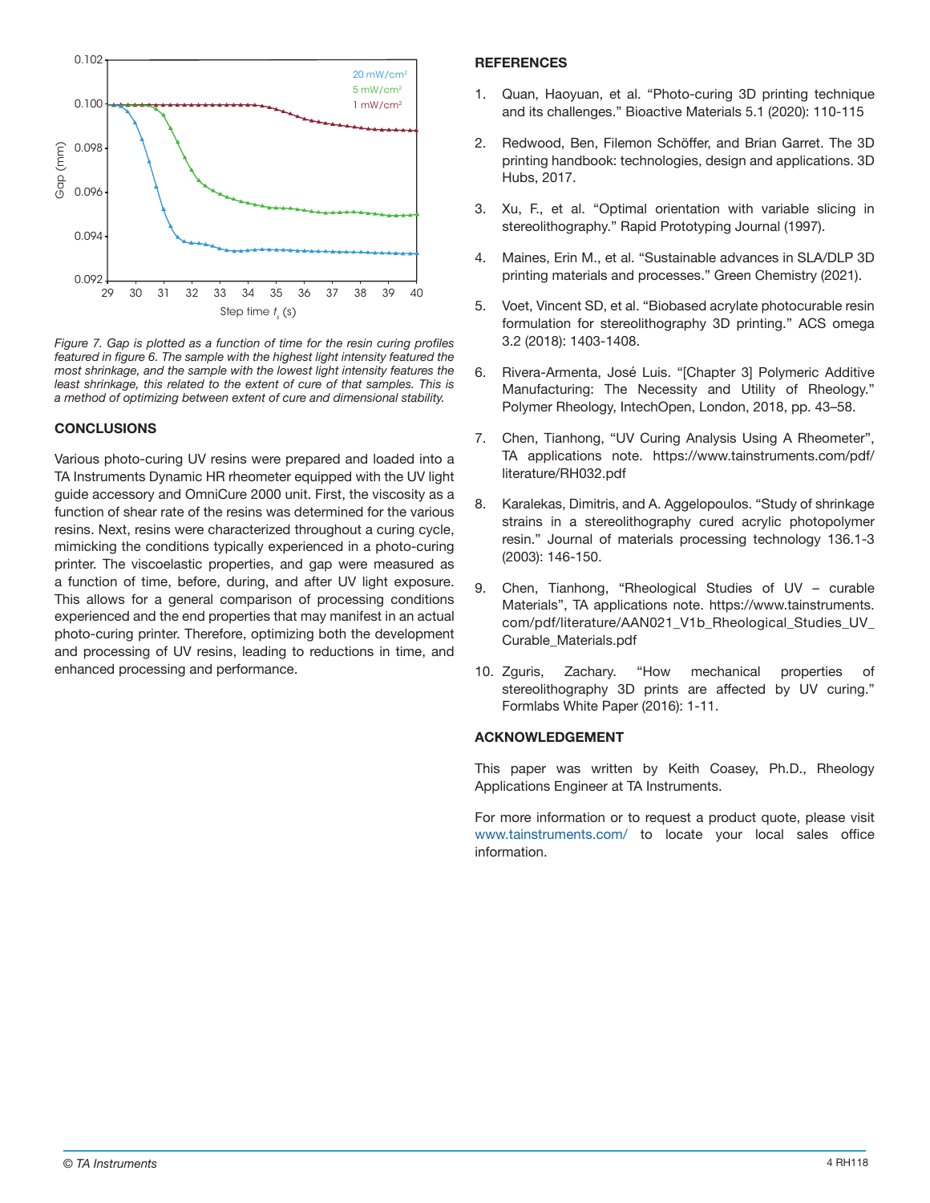0.102
0.100
0.098
0.096
0.094
0.092

Gap (mm)

29 30 31 32 33 34 35 36 37 38 39 40

Step time $t_s$ (s)

20 mW/cm²
5 mW/cm²
1 mW/cm²

*Figure 7. Gap is plotted as a function of time for the resin curing profiles featured in figure 6. The sample with the highest light intensity featured the most shrinkage, and the sample with the lowest light intensity features the least shrinkage, this related to the extent of cure of that samples. This is a method of optimizing between extent of cure and dimensional stability.*

## CONCLUSIONS

Various photo-curing UV resins were prepared and loaded into a TA Instruments Dynamic HR rheometer equipped with the UV light guide accessory and OmniCure 2000 unit. First, the viscosity as a function of shear rate of the resins was determined for the various resins. Next, resins were characterized throughout a curing cycle, mimicking the conditions typically experienced in a photo-curing printer. The viscoelastic properties, and gap were measured as a function of time, before, during, and after UV light exposure. This allows for a general comparison of processing conditions experienced and the end properties that may manifest in an actual photo-curing printer. Therefore, optimizing both the development and processing of UV resins, leading to reductions in time, and enhanced processing and performance.

## REFERENCES

1. Quan, Haoyuan, et al. "Photo-curing 3D printing technique and its challenges." Bioactive Materials 5.1 (2020): 110-115
2. Redwood, Ben, Filemon Schöffer, and Brian Garret. The 3D printing handbook: technologies, design and applications. 3D Hubs, 2017.
3. Xu, F., et al. "Optimal orientation with variable slicing in stereolithography." Rapid Prototyping Journal (1997).
4. Maines, Erin M., et al. "Sustainable advances in SLA/DLP 3D printing materials and processes." Green Chemistry (2021).
5. Voet, Vincent SD, et al. "Biobased acrylate photocurable resin formulation for stereolithography 3D printing." ACS omega 3.2 (2018): 1403-1408.
6. Rivera-Armenta, José Luis. "[Chapter 3] Polymeric Additive Manufacturing: The Necessity and Utility of Rheology." Polymer Rheology, IntechOpen, London, 2018, pp. 43–58.
7. Chen, Tianhong, "UV Curing Analysis Using A Rheometer", TA applications note. https://www.tainstruments.com/pdf/literature/RH032.pdf
8. Karalekas, Dimitris, and A. Aggelopoulos. "Study of shrinkage strains in a stereolithography cured acrylic photopolymer resin." Journal of materials processing technology 136.1-3 (2003): 146-150.
9. Chen, Tianhong, "Rheological Studies of UV – curable Materials", TA applications note. https://www.tainstruments.com/pdf/literature/AAN021_V1b_Rheological_Studies_UV_Curable_Materials.pdf
10. Zguris, Zachary. "How mechanical properties of stereolithography 3D prints are affected by UV curing." Formlabs White Paper (2016): 1-11.

## ACKNOWLEDGEMENT

This paper was written by Keith Coasey, Ph.D., Rheology Applications Engineer at TA Instruments.

For more information or to request a product quote, please visit www.tainstruments.com/ to locate your local sales office information.